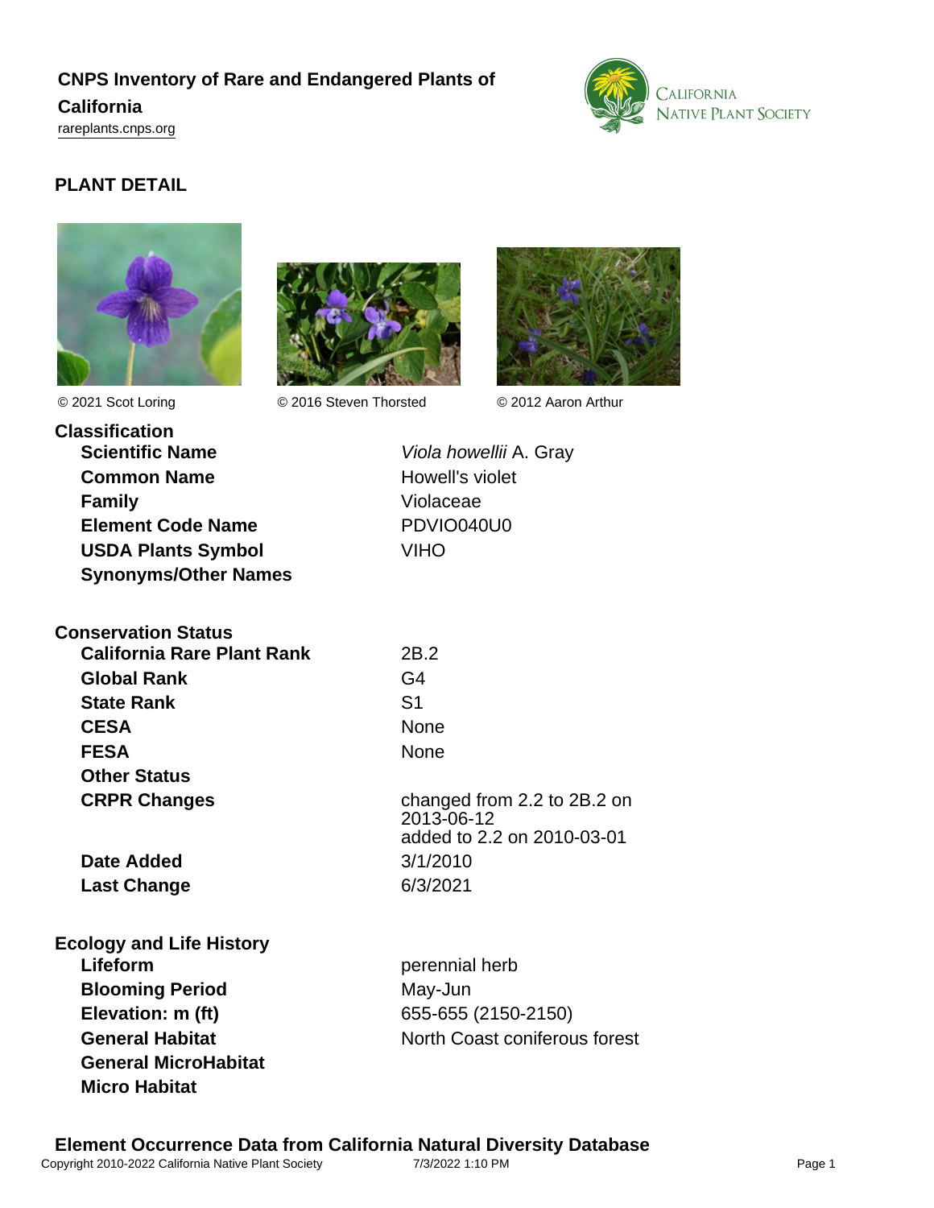# CNPS Inventory of Rare and Endangered Plants of California

rareplants.cnps.org

## PLANT DETAIL

© 2021 Scot Loring © 2016 Steven Thorsted © 2012 Aaron Arthur

### Classification

| | |
|---|---|
| **Scientific Name** | *Viola howellii* A. Gray |
| **Common Name** | Howell's violet |
| **Family** | Violaceae |
| **Element Code Name** | PDVIO040U0 |
| **USDA Plants Symbol** | VIHO |
| **Synonyms/Other Names** | |

### Conservation Status

| | |
|---|---|
| **California Rare Plant Rank** | 2B.2 |
| **Global Rank** | G4 |
| **State Rank** | S1 |
| **CESA** | None |
| **FESA** | None |
| **Other Status** | |
| **CRPR Changes** | changed from 2.2 to 2B.2 on 2013-06-12<br>added to 2.2 on 2010-03-01 |
| **Date Added** | 3/1/2010 |
| **Last Change** | 6/3/2021 |

### Ecology and Life History

| | |
|---|---|
| **Lifeform** | perennial herb |
| **Blooming Period** | May-Jun |
| **Elevation: m (ft)** | 655-655 (2150-2150) |
| **General Habitat** | North Coast coniferous forest |
| **General MicroHabitat** | |
| **Micro Habitat** | |

### Element Occurrence Data from California Natural Diversity Database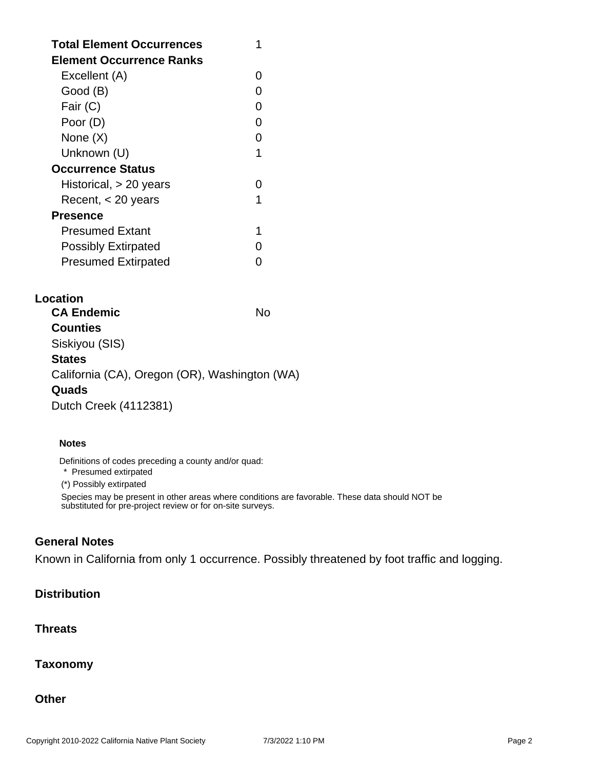| | |
|---|---|
| **Total Element Occurrences** | 1 |
| **Element Occurrence Ranks** | |
| Excellent (A) | 0 |
| Good (B) | 0 |
| Fair (C) | 0 |
| Poor (D) | 0 |
| None (X) | 0 |
| Unknown (U) | 1 |
| **Occurrence Status** | |
| Historical, > 20 years | 0 |
| Recent, < 20 years | 1 |
| **Presence** | |
| Presumed Extant | 1 |
| Possibly Extirpated | 0 |
| Presumed Extirpated | 0 |

## Location

**CA Endemic** No

**Counties**

Siskiyou (SIS)

**States**

California (CA), Oregon (OR), Washington (WA)

**Quads**

Dutch Creek (4112381)

**Notes**

Definitions of codes preceding a county and/or quad:

* Presumed extirpated

(*) Possibly extirpated

Species may be present in other areas where conditions are favorable. These data should NOT be substituted for pre-project review or for on-site surveys.

## General Notes

Known in California from only 1 occurrence. Possibly threatened by foot traffic and logging.

## Distribution

## Threats

## Taxonomy

## Other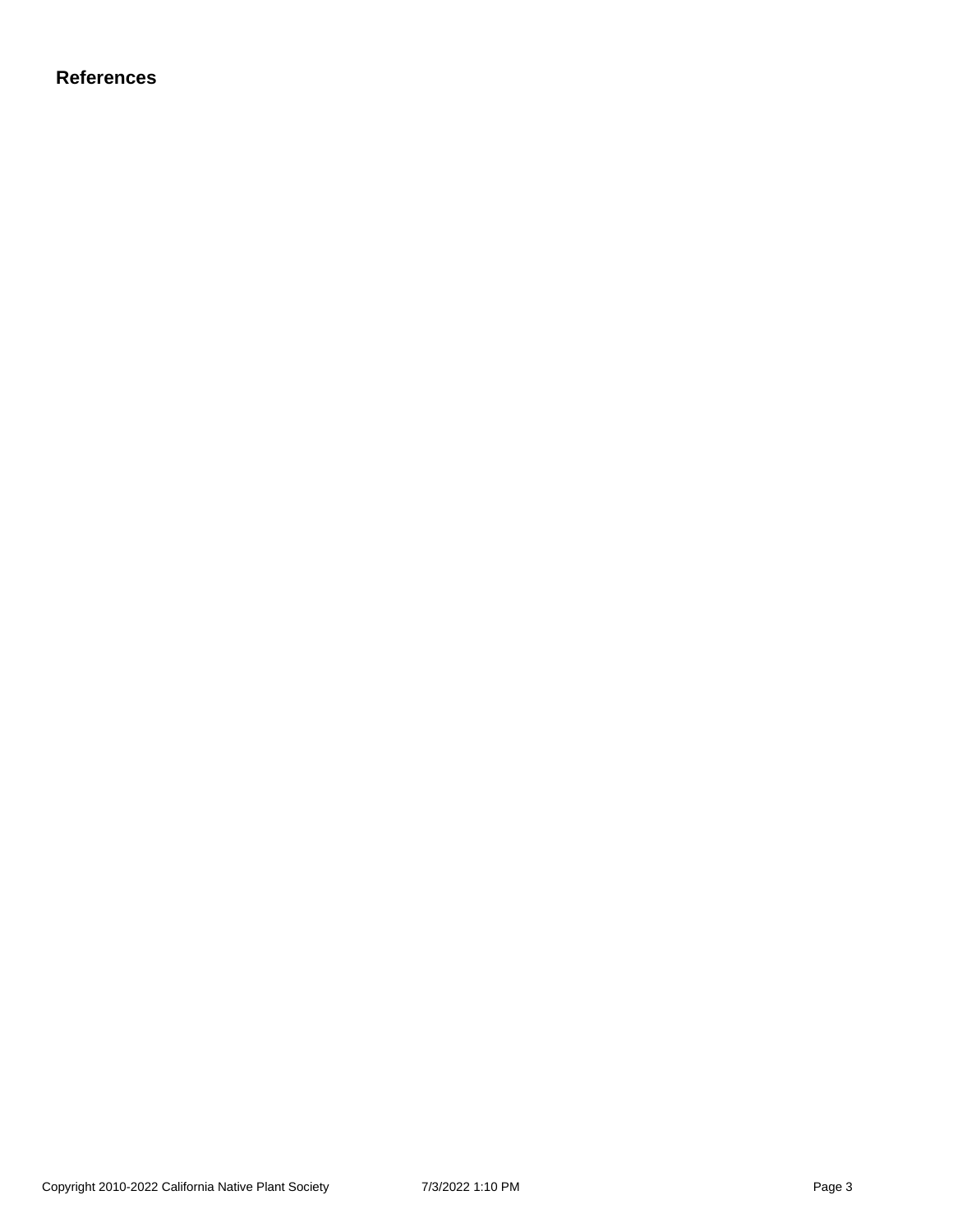## References